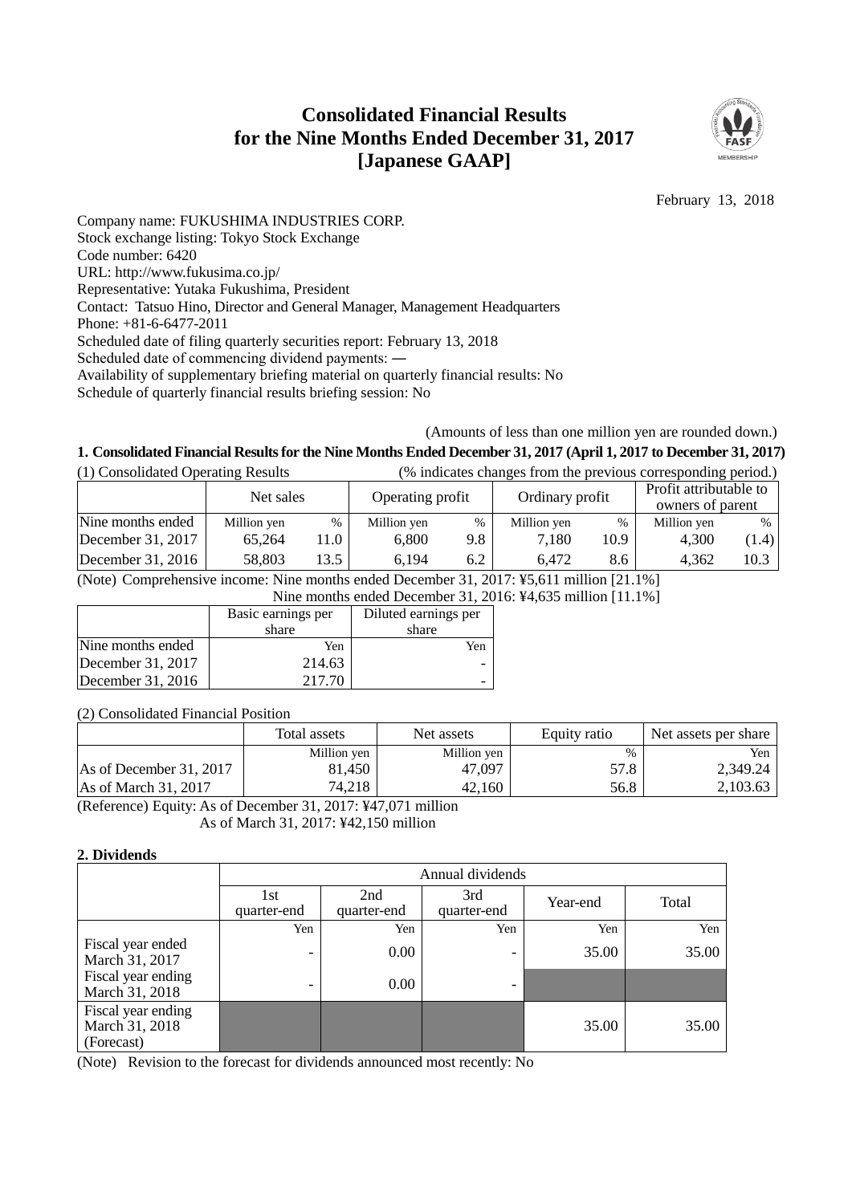# Consolidated Financial Results for the Nine Months Ended December 31, 2017 [Japanese GAAP]

February 13, 2018

Company name: FUKUSHIMA INDUSTRIES CORP.
Stock exchange listing: Tokyo Stock Exchange
Code number: 6420
URL: http://www.fukusima.co.jp/
Representative: Yutaka Fukushima, President
Contact: Tatsuo Hino, Director and General Manager, Management Headquarters
Phone: +81-6-6477-2011
Scheduled date of filing quarterly securities report: February 13, 2018
Scheduled date of commencing dividend payments: ―
Availability of supplementary briefing material on quarterly financial results: No
Schedule of quarterly financial results briefing session: No

(Amounts of less than one million yen are rounded down.)

## 1. Consolidated Financial Results for the Nine Months Ended December 31, 2017 (April 1, 2017 to December 31, 2017)

(1) Consolidated Operating Results (% indicates changes from the previous corresponding period.)

| | Net sales | | Operating profit | | Ordinary profit | | Profit attributable to owners of parent | |
|---|---|---|---|---|---|---|---|---|
| Nine months ended | Million yen | % | Million yen | % | Million yen | % | Million yen | % |
| December 31, 2017 | 65,264 | 11.0 | 6,800 | 9.8 | 7,180 | 10.9 | 4,300 | (1.4) |
| December 31, 2016 | 58,803 | 13.5 | 6,194 | 6.2 | 6,472 | 8.6 | 4,362 | 10.3 |

(Note) Comprehensive income: Nine months ended December 31, 2017: ¥5,611 million [21.1%]
Nine months ended December 31, 2016: ¥4,635 million [11.1%]

| | Basic earnings per share | Diluted earnings per share |
|---|---|---|
| Nine months ended | Yen | Yen |
| December 31, 2017 | 214.63 | - |
| December 31, 2016 | 217.70 | - |

(2) Consolidated Financial Position

| | Total assets | Net assets | Equity ratio | Net assets per share |
|---|---|---|---|---|
| | Million yen | Million yen | % | Yen |
| As of December 31, 2017 | 81,450 | 47,097 | 57.8 | 2,349.24 |
| As of March 31, 2017 | 74,218 | 42,160 | 56.8 | 2,103.63 |

(Reference) Equity: As of December 31, 2017: ¥47,071 million
As of March 31, 2017: ¥42,150 million

## 2. Dividends

| | Annual dividends | | | | |
|---|---|---|---|---|---|
| | 1st quarter-end | 2nd quarter-end | 3rd quarter-end | Year-end | Total |
| | Yen | Yen | Yen | Yen | Yen |
| Fiscal year ended March 31, 2017 | - | 0.00 | - | 35.00 | 35.00 |
| Fiscal year ending March 31, 2018 | - | 0.00 | - | | |
| Fiscal year ending March 31, 2018 (Forecast) | | | | 35.00 | 35.00 |

(Note) Revision to the forecast for dividends announced most recently: No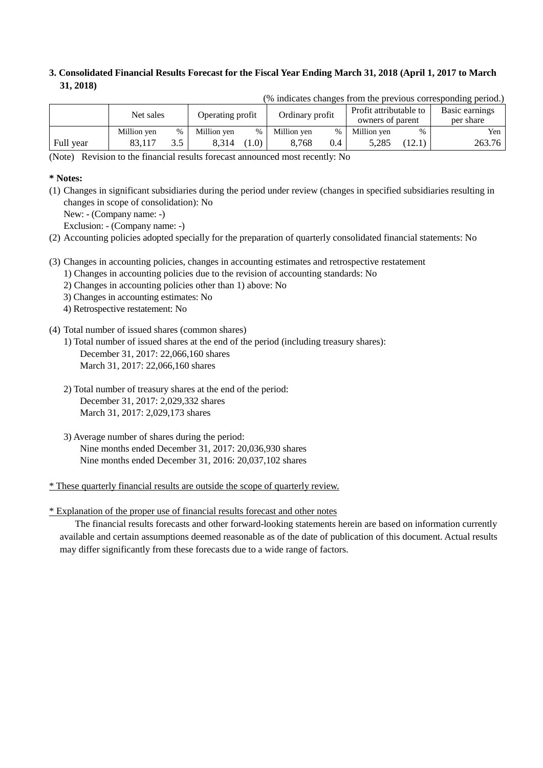### 3. Consolidated Financial Results Forecast for the Fiscal Year Ending March 31, 2018 (April 1, 2017 to March 31, 2018)

(% indicates changes from the previous corresponding period.)

| | Net sales | | Operating profit | | Ordinary profit | | Profit attributable to owners of parent | | Basic earnings per share |
|---|---|---|---|---|---|---|---|---|---|
| | Million yen | % | Million yen | % | Million yen | % | Million yen | % | Yen |
| Full year | 83,117 | 3.5 | 8,314 | (1.0) | 8,768 | 0.4 | 5,285 | (12.1) | 263.76 |

(Note) Revision to the financial results forecast announced most recently: No

**\* Notes:**

(1) Changes in significant subsidiaries during the period under review (changes in specified subsidiaries resulting in changes in scope of consolidation): No
New: - (Company name: -)
Exclusion: - (Company name: -)

(2) Accounting policies adopted specially for the preparation of quarterly consolidated financial statements: No

(3) Changes in accounting policies, changes in accounting estimates and retrospective restatement
1) Changes in accounting policies due to the revision of accounting standards: No
2) Changes in accounting policies other than 1) above: No
3) Changes in accounting estimates: No
4) Retrospective restatement: No

(4) Total number of issued shares (common shares)
1) Total number of issued shares at the end of the period (including treasury shares):
December 31, 2017: 22,066,160 shares
March 31, 2017: 22,066,160 shares

2) Total number of treasury shares at the end of the period:
December 31, 2017: 2,029,332 shares
March 31, 2017: 2,029,173 shares

3) Average number of shares during the period:
Nine months ended December 31, 2017: 20,036,930 shares
Nine months ended December 31, 2016: 20,037,102 shares

\* These quarterly financial results are outside the scope of quarterly review.

\* Explanation of the proper use of financial results forecast and other notes

The financial results forecasts and other forward-looking statements herein are based on information currently available and certain assumptions deemed reasonable as of the date of publication of this document. Actual results may differ significantly from these forecasts due to a wide range of factors.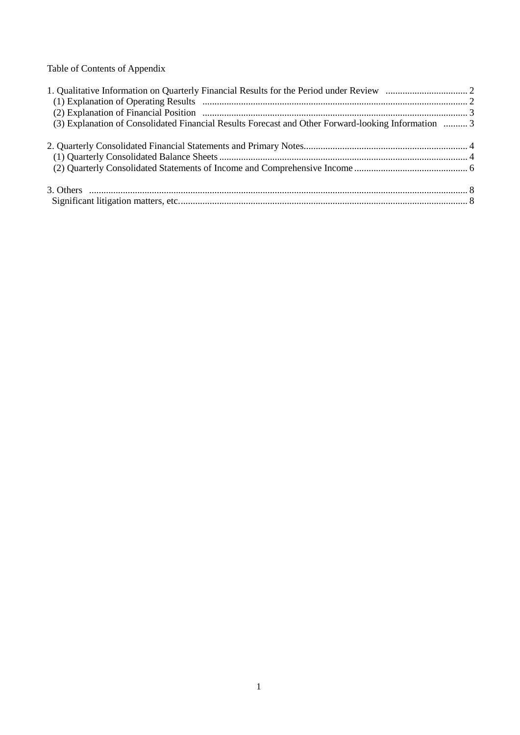Table of Contents of Appendix

1. Qualitative Information on Quarterly Financial Results for the Period under Review .................................. 2
   (1) Explanation of Operating Results ............................................................................................................. 2
   (2) Explanation of Financial Position ............................................................................................................. 3
   (3) Explanation of Consolidated Financial Results Forecast and Other Forward-looking Information .......... 3

2. Quarterly Consolidated Financial Statements and Primary Notes.................................................................... 4
   (1) Quarterly Consolidated Balance Sheets ...................................................................................................... 4
   (2) Quarterly Consolidated Statements of Income and Comprehensive Income ............................................... 6

3. Others ............................................................................................................................................................ 8
   Significant litigation matters, etc....................................................................................................................... 8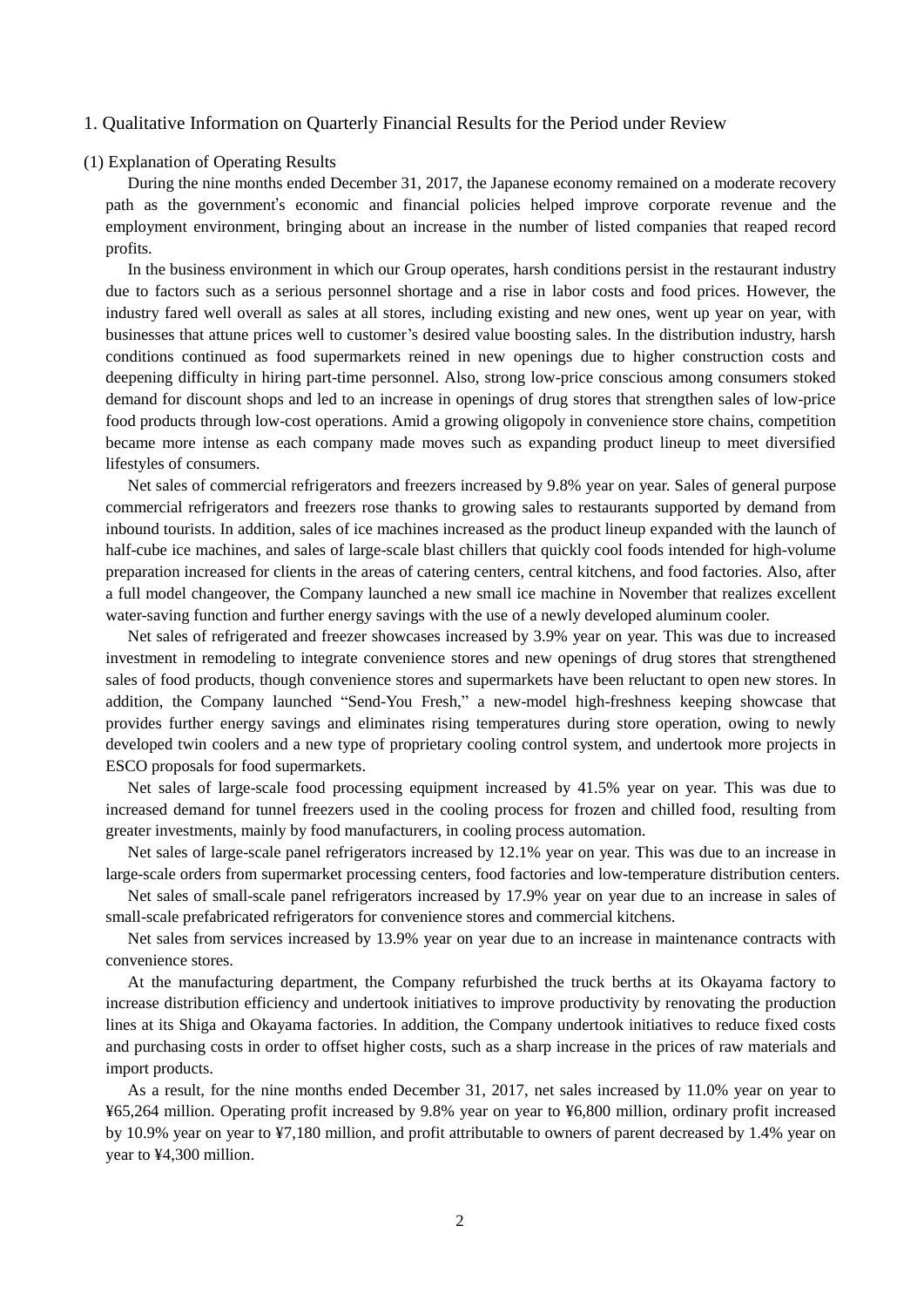## 1. Qualitative Information on Quarterly Financial Results for the Period under Review

### (1) Explanation of Operating Results

During the nine months ended December 31, 2017, the Japanese economy remained on a moderate recovery path as the government's economic and financial policies helped improve corporate revenue and the employment environment, bringing about an increase in the number of listed companies that reaped record profits.

In the business environment in which our Group operates, harsh conditions persist in the restaurant industry due to factors such as a serious personnel shortage and a rise in labor costs and food prices. However, the industry fared well overall as sales at all stores, including existing and new ones, went up year on year, with businesses that attune prices well to customer's desired value boosting sales. In the distribution industry, harsh conditions continued as food supermarkets reined in new openings due to higher construction costs and deepening difficulty in hiring part-time personnel. Also, strong low-price conscious among consumers stoked demand for discount shops and led to an increase in openings of drug stores that strengthen sales of low-price food products through low-cost operations. Amid a growing oligopoly in convenience store chains, competition became more intense as each company made moves such as expanding product lineup to meet diversified lifestyles of consumers.

Net sales of commercial refrigerators and freezers increased by 9.8% year on year. Sales of general purpose commercial refrigerators and freezers rose thanks to growing sales to restaurants supported by demand from inbound tourists. In addition, sales of ice machines increased as the product lineup expanded with the launch of half-cube ice machines, and sales of large-scale blast chillers that quickly cool foods intended for high-volume preparation increased for clients in the areas of catering centers, central kitchens, and food factories. Also, after a full model changeover, the Company launched a new small ice machine in November that realizes excellent water-saving function and further energy savings with the use of a newly developed aluminum cooler.

Net sales of refrigerated and freezer showcases increased by 3.9% year on year. This was due to increased investment in remodeling to integrate convenience stores and new openings of drug stores that strengthened sales of food products, though convenience stores and supermarkets have been reluctant to open new stores. In addition, the Company launched "Send-You Fresh," a new-model high-freshness keeping showcase that provides further energy savings and eliminates rising temperatures during store operation, owing to newly developed twin coolers and a new type of proprietary cooling control system, and undertook more projects in ESCO proposals for food supermarkets.

Net sales of large-scale food processing equipment increased by 41.5% year on year. This was due to increased demand for tunnel freezers used in the cooling process for frozen and chilled food, resulting from greater investments, mainly by food manufacturers, in cooling process automation.

Net sales of large-scale panel refrigerators increased by 12.1% year on year. This was due to an increase in large-scale orders from supermarket processing centers, food factories and low-temperature distribution centers.

Net sales of small-scale panel refrigerators increased by 17.9% year on year due to an increase in sales of small-scale prefabricated refrigerators for convenience stores and commercial kitchens.

Net sales from services increased by 13.9% year on year due to an increase in maintenance contracts with convenience stores.

At the manufacturing department, the Company refurbished the truck berths at its Okayama factory to increase distribution efficiency and undertook initiatives to improve productivity by renovating the production lines at its Shiga and Okayama factories. In addition, the Company undertook initiatives to reduce fixed costs and purchasing costs in order to offset higher costs, such as a sharp increase in the prices of raw materials and import products.

As a result, for the nine months ended December 31, 2017, net sales increased by 11.0% year on year to ¥65,264 million. Operating profit increased by 9.8% year on year to ¥6,800 million, ordinary profit increased by 10.9% year on year to ¥7,180 million, and profit attributable to owners of parent decreased by 1.4% year on year to ¥4,300 million.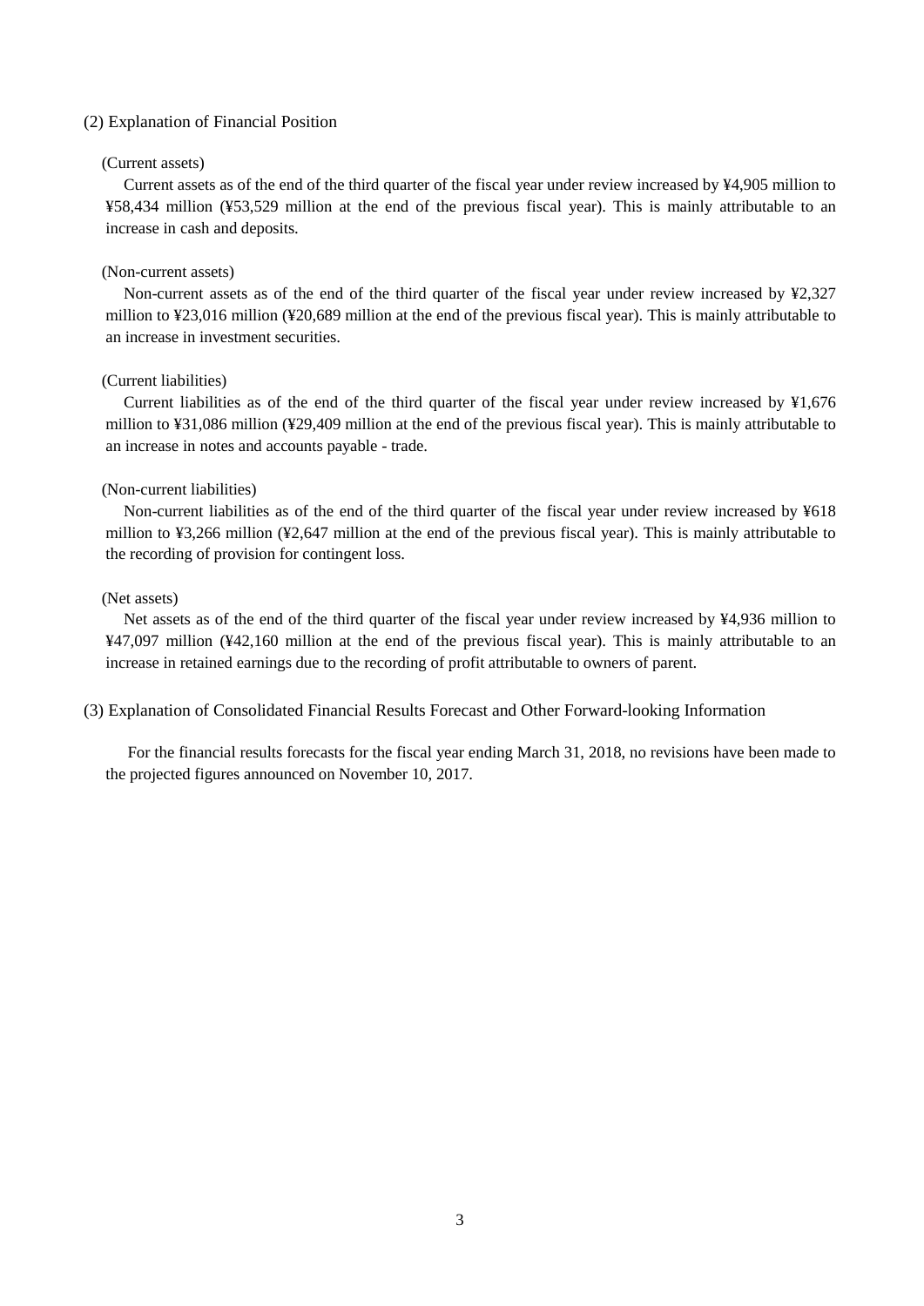## (2) Explanation of Financial Position

(Current assets)

Current assets as of the end of the third quarter of the fiscal year under review increased by ¥4,905 million to ¥58,434 million (¥53,529 million at the end of the previous fiscal year). This is mainly attributable to an increase in cash and deposits.

(Non-current assets)

Non-current assets as of the end of the third quarter of the fiscal year under review increased by ¥2,327 million to ¥23,016 million (¥20,689 million at the end of the previous fiscal year). This is mainly attributable to an increase in investment securities.

(Current liabilities)

Current liabilities as of the end of the third quarter of the fiscal year under review increased by ¥1,676 million to ¥31,086 million (¥29,409 million at the end of the previous fiscal year). This is mainly attributable to an increase in notes and accounts payable - trade.

(Non-current liabilities)

Non-current liabilities as of the end of the third quarter of the fiscal year under review increased by ¥618 million to ¥3,266 million (¥2,647 million at the end of the previous fiscal year). This is mainly attributable to the recording of provision for contingent loss.

(Net assets)

Net assets as of the end of the third quarter of the fiscal year under review increased by ¥4,936 million to ¥47,097 million (¥42,160 million at the end of the previous fiscal year). This is mainly attributable to an increase in retained earnings due to the recording of profit attributable to owners of parent.

## (3) Explanation of Consolidated Financial Results Forecast and Other Forward-looking Information

For the financial results forecasts for the fiscal year ending March 31, 2018, no revisions have been made to the projected figures announced on November 10, 2017.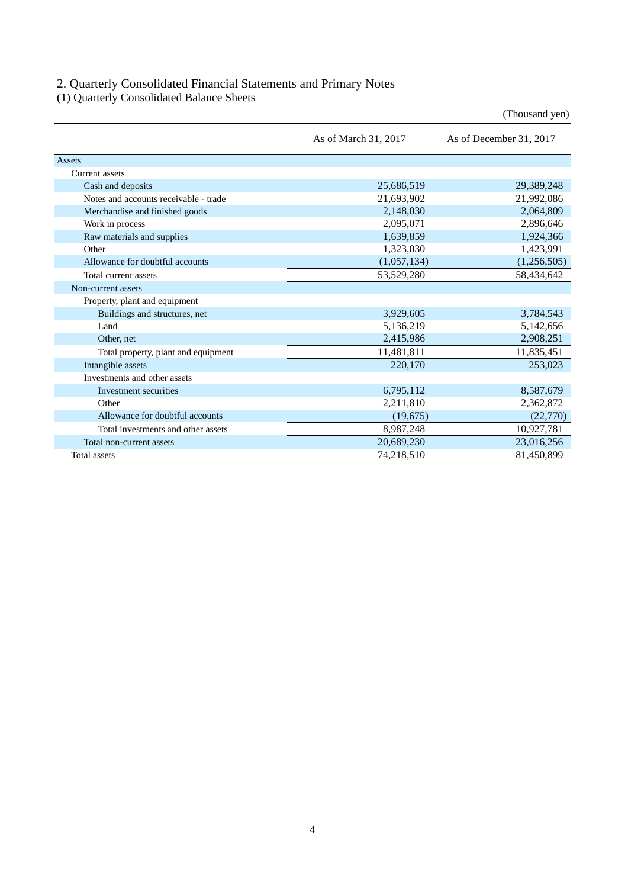## 2. Quarterly Consolidated Financial Statements and Primary Notes

### (1) Quarterly Consolidated Balance Sheets

(Thousand yen)

| | As of March 31, 2017 | As of December 31, 2017 |
|---|---|---|
| Assets | | |
| Current assets | | |
| Cash and deposits | 25,686,519 | 29,389,248 |
| Notes and accounts receivable - trade | 21,693,902 | 21,992,086 |
| Merchandise and finished goods | 2,148,030 | 2,064,809 |
| Work in process | 2,095,071 | 2,896,646 |
| Raw materials and supplies | 1,639,859 | 1,924,366 |
| Other | 1,323,030 | 1,423,991 |
| Allowance for doubtful accounts | (1,057,134) | (1,256,505) |
| Total current assets | 53,529,280 | 58,434,642 |
| Non-current assets | | |
| Property, plant and equipment | | |
| Buildings and structures, net | 3,929,605 | 3,784,543 |
| Land | 5,136,219 | 5,142,656 |
| Other, net | 2,415,986 | 2,908,251 |
| Total property, plant and equipment | 11,481,811 | 11,835,451 |
| Intangible assets | 220,170 | 253,023 |
| Investments and other assets | | |
| Investment securities | 6,795,112 | 8,587,679 |
| Other | 2,211,810 | 2,362,872 |
| Allowance for doubtful accounts | (19,675) | (22,770) |
| Total investments and other assets | 8,987,248 | 10,927,781 |
| Total non-current assets | 20,689,230 | 23,016,256 |
| Total assets | 74,218,510 | 81,450,899 |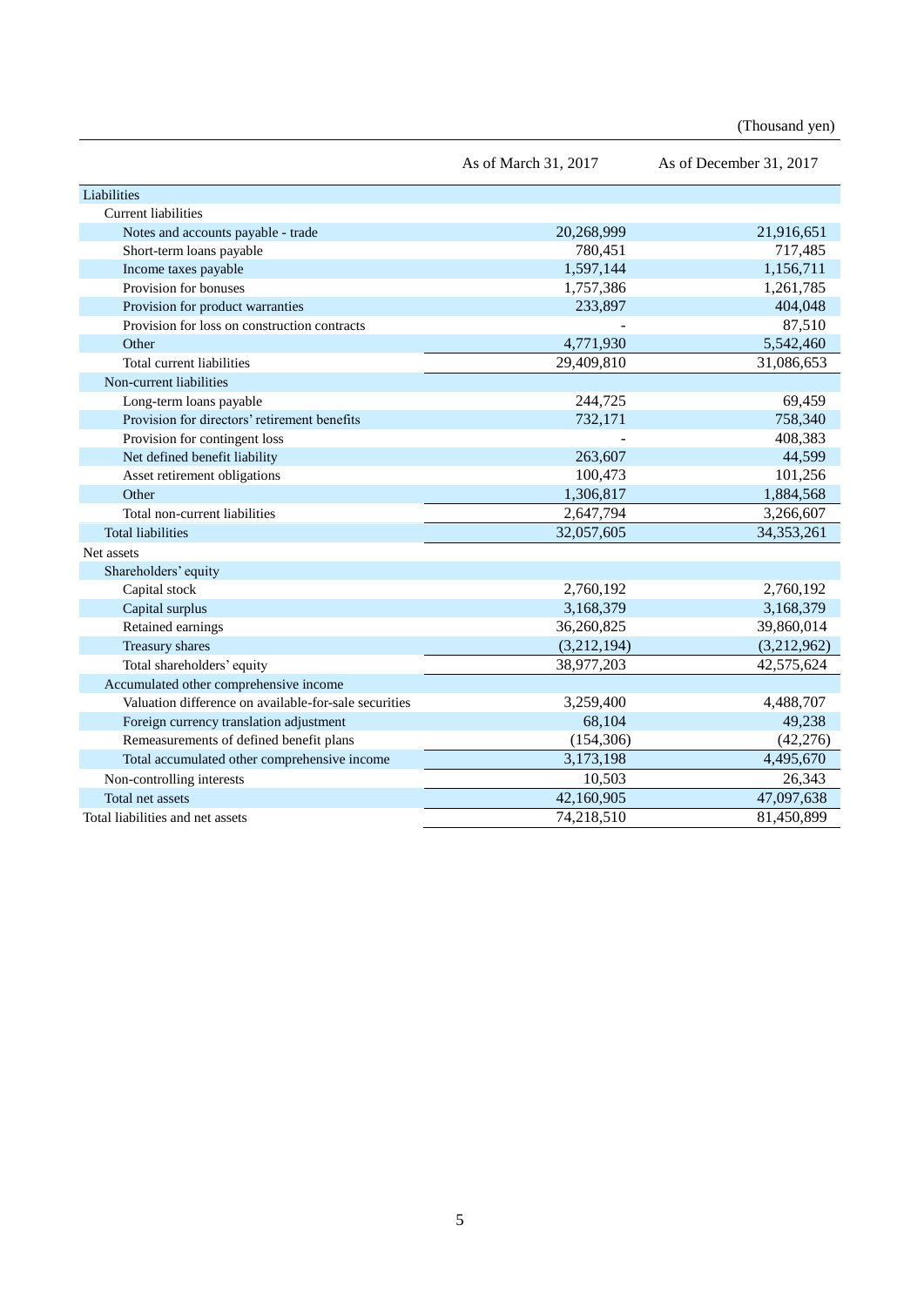(Thousand yen)

| | As of March 31, 2017 | As of December 31, 2017 |
|---|---|---|
| Liabilities | | |
| Current liabilities | | |
| Notes and accounts payable - trade | 20,268,999 | 21,916,651 |
| Short-term loans payable | 780,451 | 717,485 |
| Income taxes payable | 1,597,144 | 1,156,711 |
| Provision for bonuses | 1,757,386 | 1,261,785 |
| Provision for product warranties | 233,897 | 404,048 |
| Provision for loss on construction contracts | - | 87,510 |
| Other | 4,771,930 | 5,542,460 |
| Total current liabilities | 29,409,810 | 31,086,653 |
| Non-current liabilities | | |
| Long-term loans payable | 244,725 | 69,459 |
| Provision for directors' retirement benefits | 732,171 | 758,340 |
| Provision for contingent loss | - | 408,383 |
| Net defined benefit liability | 263,607 | 44,599 |
| Asset retirement obligations | 100,473 | 101,256 |
| Other | 1,306,817 | 1,884,568 |
| Total non-current liabilities | 2,647,794 | 3,266,607 |
| Total liabilities | 32,057,605 | 34,353,261 |
| Net assets | | |
| Shareholders' equity | | |
| Capital stock | 2,760,192 | 2,760,192 |
| Capital surplus | 3,168,379 | 3,168,379 |
| Retained earnings | 36,260,825 | 39,860,014 |
| Treasury shares | (3,212,194) | (3,212,962) |
| Total shareholders' equity | 38,977,203 | 42,575,624 |
| Accumulated other comprehensive income | | |
| Valuation difference on available-for-sale securities | 3,259,400 | 4,488,707 |
| Foreign currency translation adjustment | 68,104 | 49,238 |
| Remeasurements of defined benefit plans | (154,306) | (42,276) |
| Total accumulated other comprehensive income | 3,173,198 | 4,495,670 |
| Non-controlling interests | 10,503 | 26,343 |
| Total net assets | 42,160,905 | 47,097,638 |
| Total liabilities and net assets | 74,218,510 | 81,450,899 |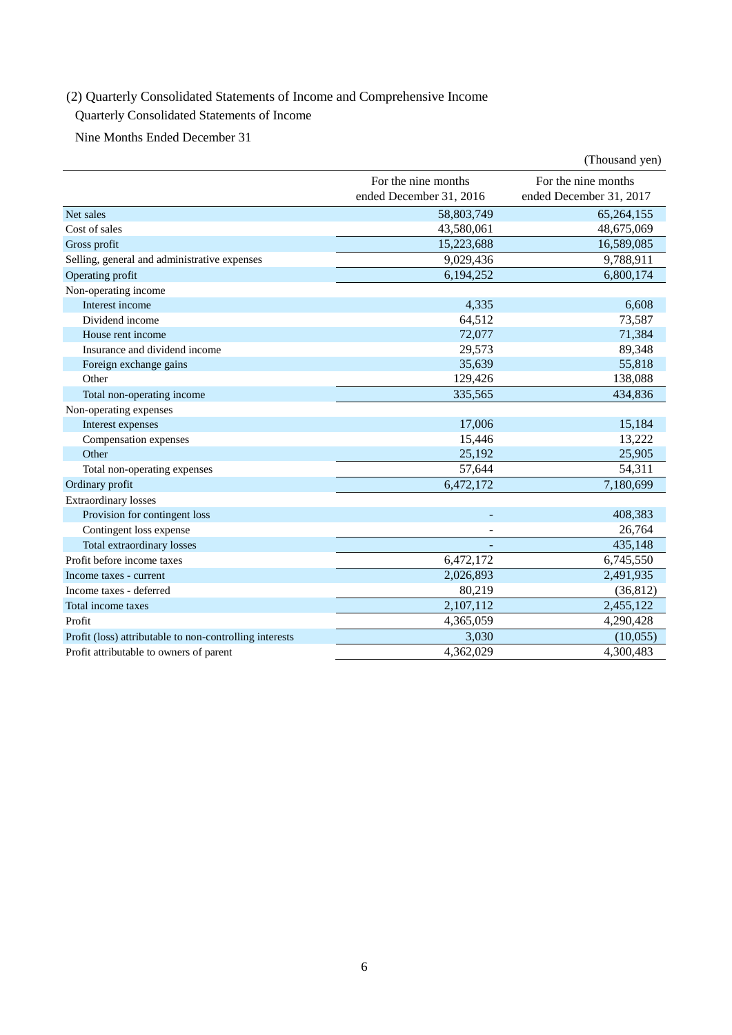## (2) Quarterly Consolidated Statements of Income and Comprehensive Income

### Quarterly Consolidated Statements of Income

#### Nine Months Ended December 31

(Thousand yen)

| | For the nine months ended December 31, 2016 | For the nine months ended December 31, 2017 |
|---|---|---|
| Net sales | 58,803,749 | 65,264,155 |
| Cost of sales | 43,580,061 | 48,675,069 |
| Gross profit | 15,223,688 | 16,589,085 |
| Selling, general and administrative expenses | 9,029,436 | 9,788,911 |
| Operating profit | 6,194,252 | 6,800,174 |
| Non-operating income | | |
| Interest income | 4,335 | 6,608 |
| Dividend income | 64,512 | 73,587 |
| House rent income | 72,077 | 71,384 |
| Insurance and dividend income | 29,573 | 89,348 |
| Foreign exchange gains | 35,639 | 55,818 |
| Other | 129,426 | 138,088 |
| Total non-operating income | 335,565 | 434,836 |
| Non-operating expenses | | |
| Interest expenses | 17,006 | 15,184 |
| Compensation expenses | 15,446 | 13,222 |
| Other | 25,192 | 25,905 |
| Total non-operating expenses | 57,644 | 54,311 |
| Ordinary profit | 6,472,172 | 7,180,699 |
| Extraordinary losses | | |
| Provision for contingent loss | - | 408,383 |
| Contingent loss expense | - | 26,764 |
| Total extraordinary losses | - | 435,148 |
| Profit before income taxes | 6,472,172 | 6,745,550 |
| Income taxes - current | 2,026,893 | 2,491,935 |
| Income taxes - deferred | 80,219 | (36,812) |
| Total income taxes | 2,107,112 | 2,455,122 |
| Profit | 4,365,059 | 4,290,428 |
| Profit (loss) attributable to non-controlling interests | 3,030 | (10,055) |
| Profit attributable to owners of parent | 4,362,029 | 4,300,483 |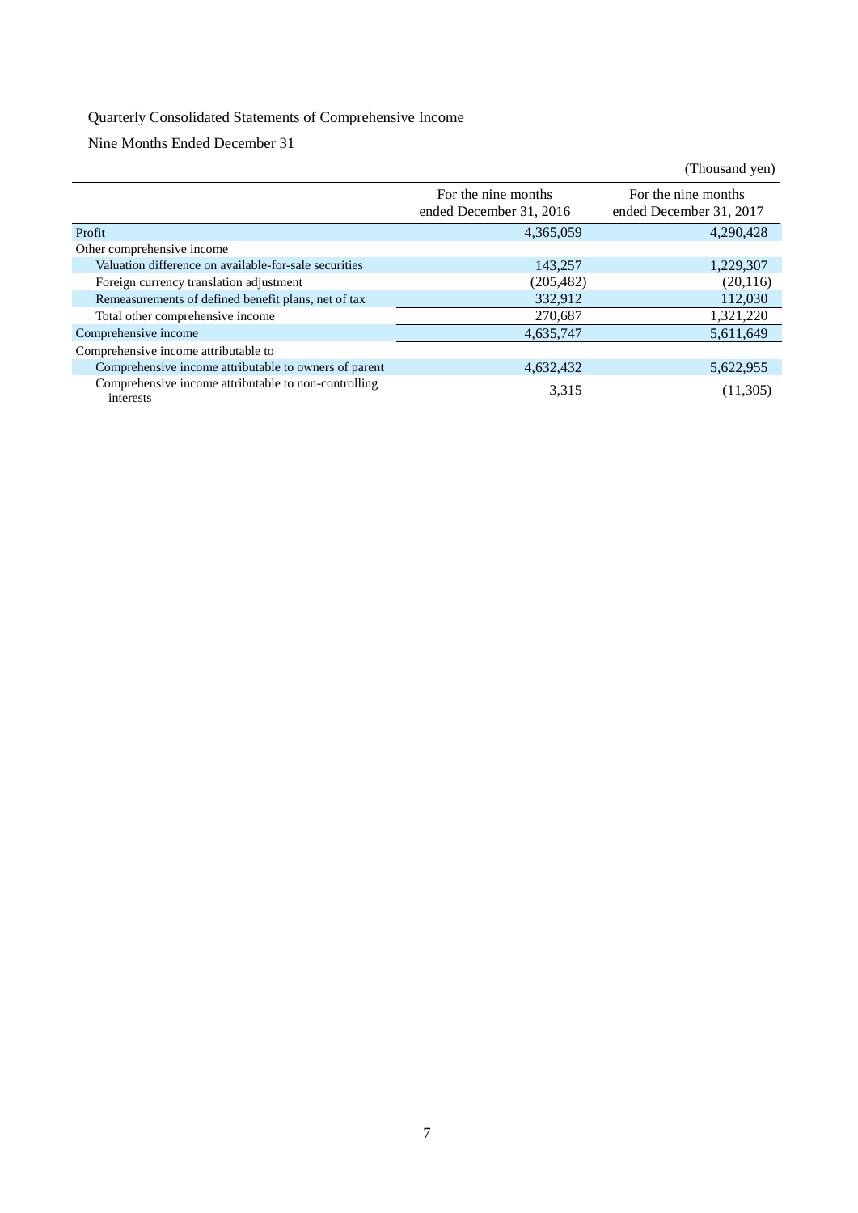Quarterly Consolidated Statements of Comprehensive Income

Nine Months Ended December 31

(Thousand yen)

| | For the nine months ended December 31, 2016 | For the nine months ended December 31, 2017 |
|---|---|---|
| Profit | 4,365,059 | 4,290,428 |
| Other comprehensive income | | |
| Valuation difference on available-for-sale securities | 143,257 | 1,229,307 |
| Foreign currency translation adjustment | (205,482) | (20,116) |
| Remeasurements of defined benefit plans, net of tax | 332,912 | 112,030 |
| Total other comprehensive income | 270,687 | 1,321,220 |
| Comprehensive income | 4,635,747 | 5,611,649 |
| Comprehensive income attributable to | | |
| Comprehensive income attributable to owners of parent | 4,632,432 | 5,622,955 |
| Comprehensive income attributable to non-controlling interests | 3,315 | (11,305) |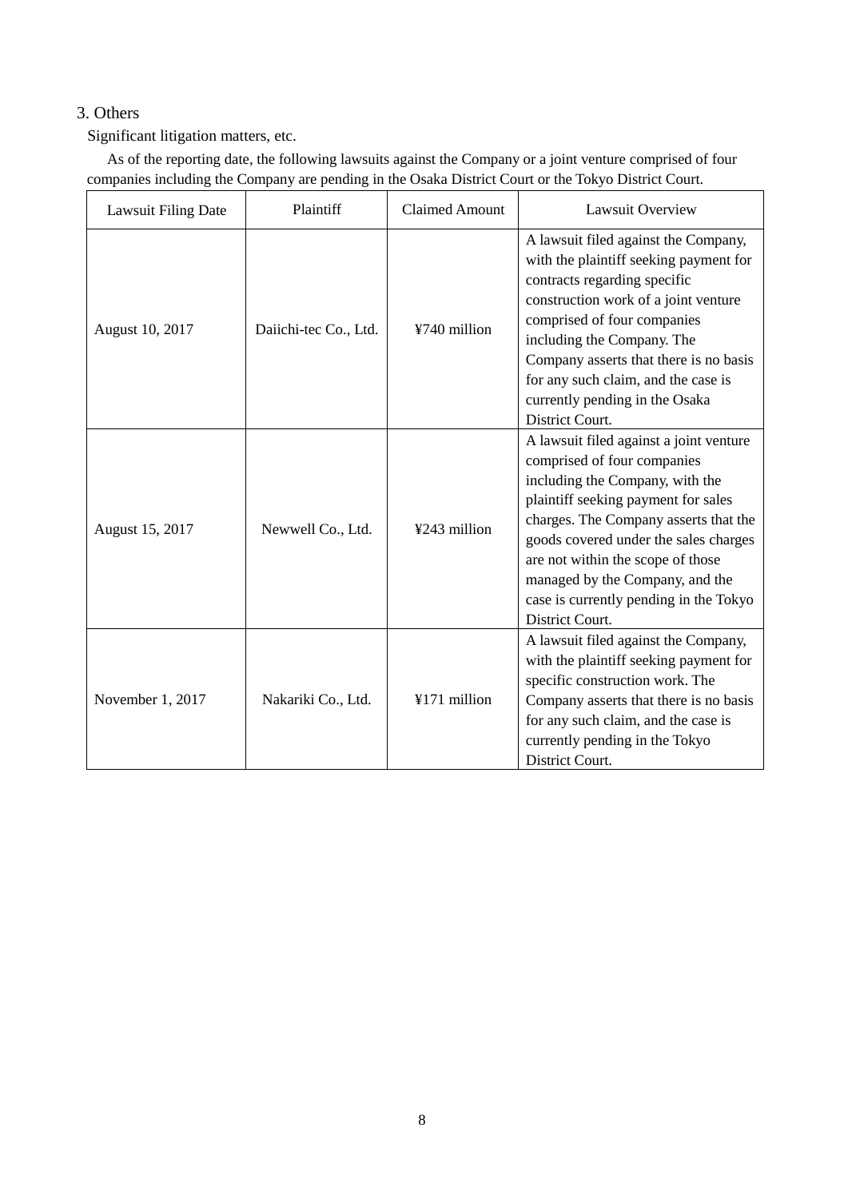## 3. Others

Significant litigation matters, etc.

As of the reporting date, the following lawsuits against the Company or a joint venture comprised of four companies including the Company are pending in the Osaka District Court or the Tokyo District Court.

| Lawsuit Filing Date | Plaintiff | Claimed Amount | Lawsuit Overview |
|---|---|---|---|
| August 10, 2017 | Daiichi-tec Co., Ltd. | ¥740 million | A lawsuit filed against the Company, with the plaintiff seeking payment for contracts regarding specific construction work of a joint venture comprised of four companies including the Company. The Company asserts that there is no basis for any such claim, and the case is currently pending in the Osaka District Court. |
| August 15, 2017 | Newwell Co., Ltd. | ¥243 million | A lawsuit filed against a joint venture comprised of four companies including the Company, with the plaintiff seeking payment for sales charges. The Company asserts that the goods covered under the sales charges are not within the scope of those managed by the Company, and the case is currently pending in the Tokyo District Court. |
| November 1, 2017 | Nakariki Co., Ltd. | ¥171 million | A lawsuit filed against the Company, with the plaintiff seeking payment for specific construction work. The Company asserts that there is no basis for any such claim, and the case is currently pending in the Tokyo District Court. |